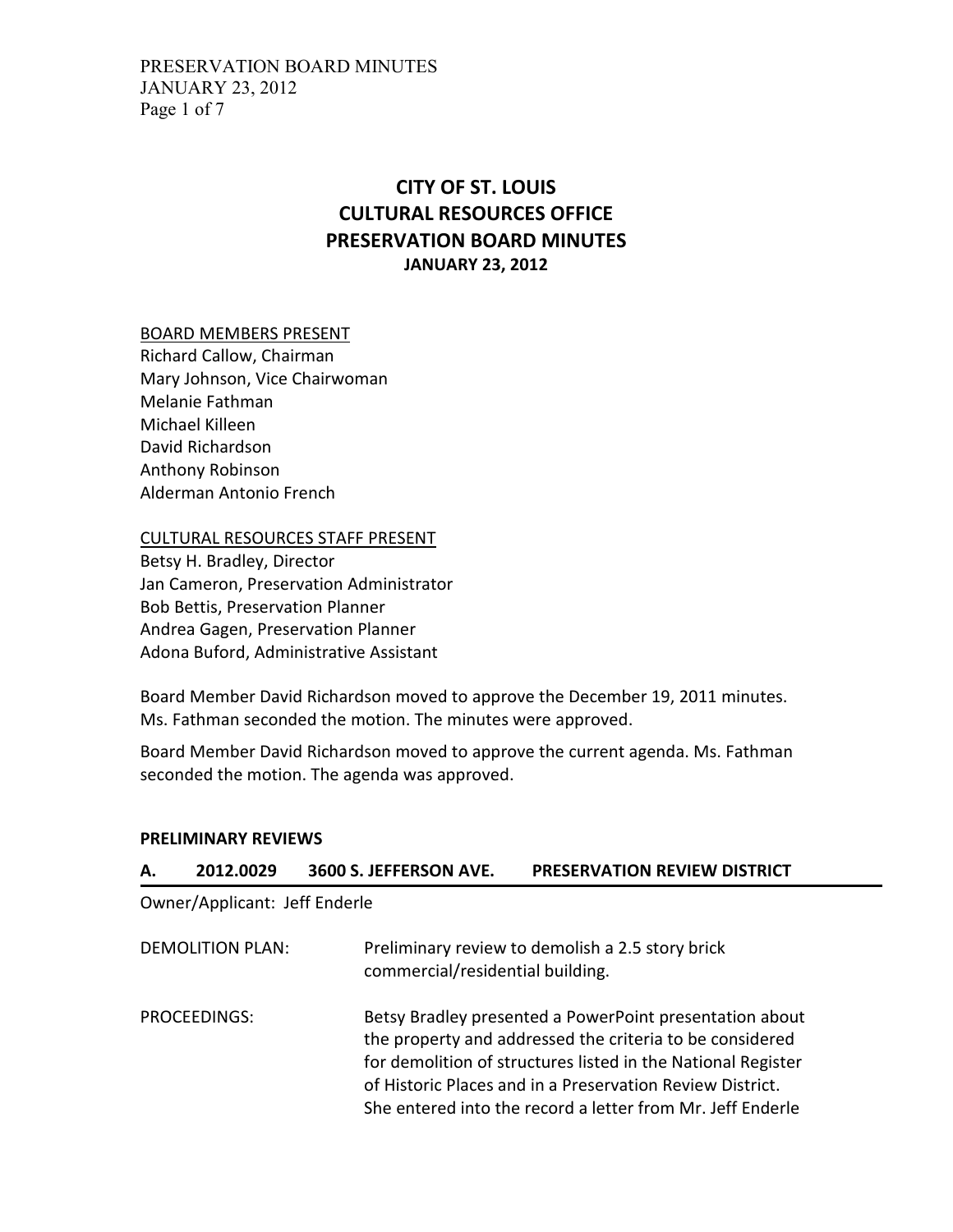# CITY OF ST. LOUIS
# CULTURAL RESOURCES OFFICE
# PRESERVATION BOARD MINUTES
## JANUARY 23, 2012

BOARD MEMBERS PRESENT
Richard Callow, Chairman
Mary Johnson, Vice Chairwoman
Melanie Fathman
Michael Killeen
David Richardson
Anthony Robinson
Alderman Antonio French

CULTURAL RESOURCES STAFF PRESENT
Betsy H. Bradley, Director
Jan Cameron, Preservation Administrator
Bob Bettis, Preservation Planner
Andrea Gagen, Preservation Planner
Adona Buford, Administrative Assistant

Board Member David Richardson moved to approve the December 19, 2011 minutes. Ms. Fathman seconded the motion. The minutes were approved.

Board Member David Richardson moved to approve the current agenda. Ms. Fathman seconded the motion. The agenda was approved.

**PRELIMINARY REVIEWS**

### A. 2012.0029 3600 S. JEFFERSON AVE. PRESERVATION REVIEW DISTRICT

Owner/Applicant: Jeff Enderle

DEMOLITION PLAN: Preliminary review to demolish a 2.5 story brick commercial/residential building.

PROCEEDINGS: Betsy Bradley presented a PowerPoint presentation about the property and addressed the criteria to be considered for demolition of structures listed in the National Register of Historic Places and in a Preservation Review District. She entered into the record a letter from Mr. Jeff Enderle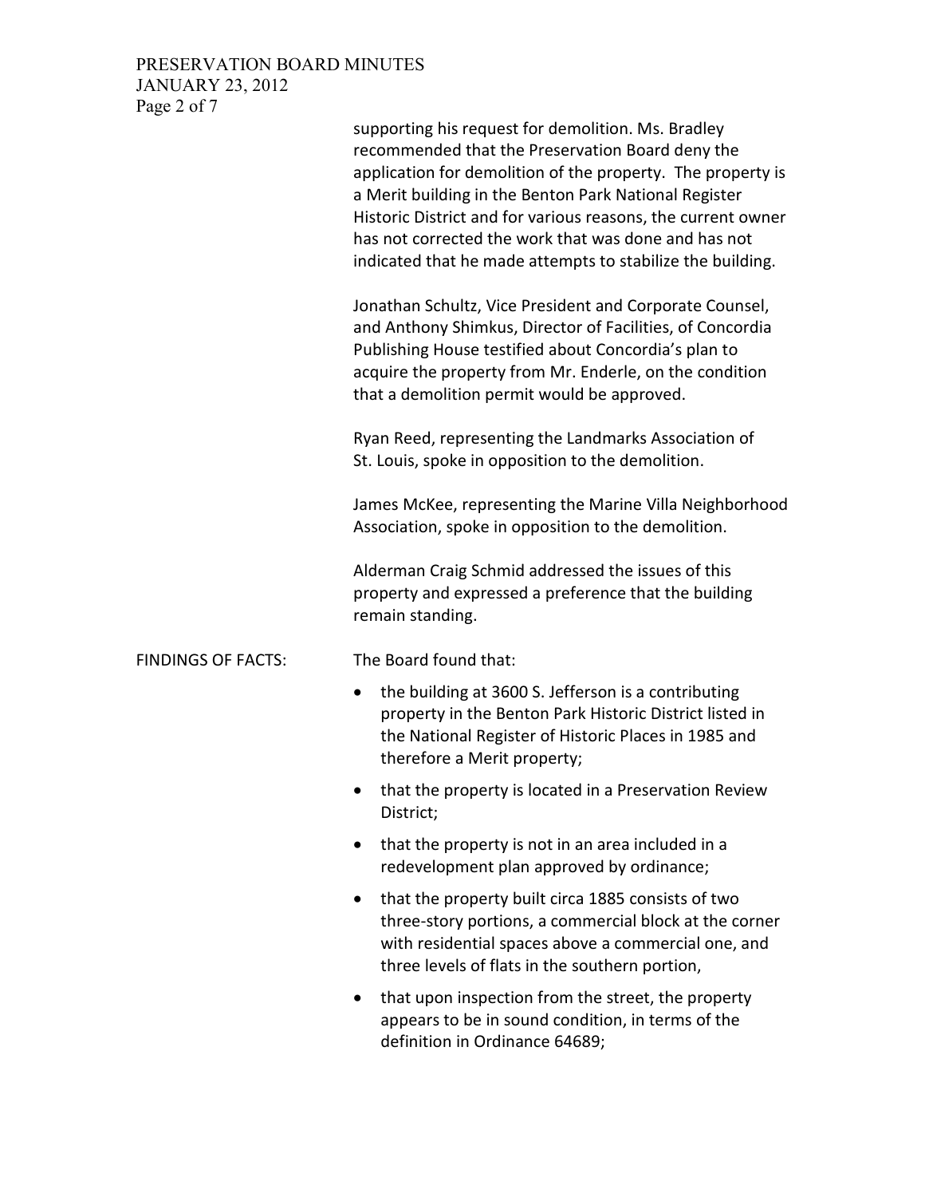supporting his request for demolition. Ms. Bradley recommended that the Preservation Board deny the application for demolition of the property. The property is a Merit building in the Benton Park National Register Historic District and for various reasons, the current owner has not corrected the work that was done and has not indicated that he made attempts to stabilize the building.

Jonathan Schultz, Vice President and Corporate Counsel, and Anthony Shimkus, Director of Facilities, of Concordia Publishing House testified about Concordia's plan to acquire the property from Mr. Enderle, on the condition that a demolition permit would be approved.

Ryan Reed, representing the Landmarks Association of St. Louis, spoke in opposition to the demolition.

James McKee, representing the Marine Villa Neighborhood Association, spoke in opposition to the demolition.

Alderman Craig Schmid addressed the issues of this property and expressed a preference that the building remain standing.

FINDINGS OF FACTS: The Board found that:

- the building at 3600 S. Jefferson is a contributing property in the Benton Park Historic District listed in the National Register of Historic Places in 1985 and therefore a Merit property;
- that the property is located in a Preservation Review District;
- that the property is not in an area included in a redevelopment plan approved by ordinance;
- that the property built circa 1885 consists of two three-story portions, a commercial block at the corner with residential spaces above a commercial one, and three levels of flats in the southern portion,
- that upon inspection from the street, the property appears to be in sound condition, in terms of the definition in Ordinance 64689;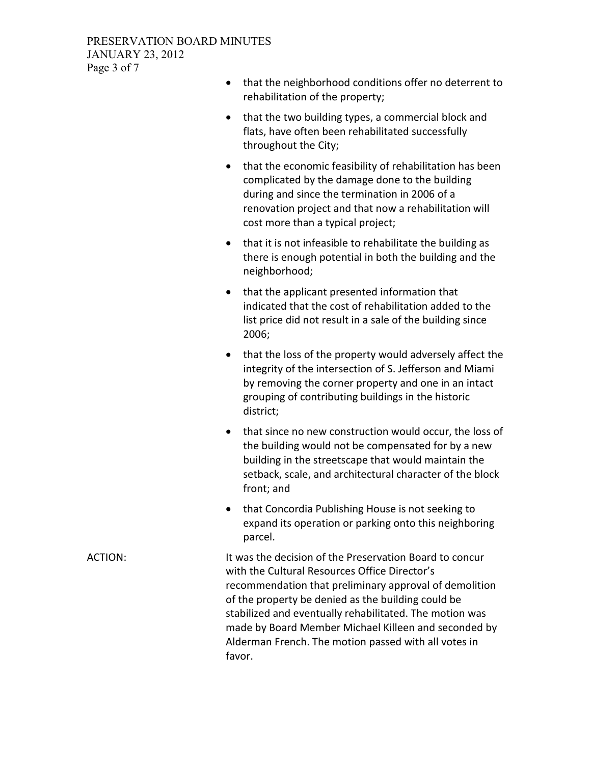- that the neighborhood conditions offer no deterrent to rehabilitation of the property;
- that the two building types, a commercial block and flats, have often been rehabilitated successfully throughout the City;
- that the economic feasibility of rehabilitation has been complicated by the damage done to the building during and since the termination in 2006 of a renovation project and that now a rehabilitation will cost more than a typical project;
- that it is not infeasible to rehabilitate the building as there is enough potential in both the building and the neighborhood;
- that the applicant presented information that indicated that the cost of rehabilitation added to the list price did not result in a sale of the building since 2006;
- that the loss of the property would adversely affect the integrity of the intersection of S. Jefferson and Miami by removing the corner property and one in an intact grouping of contributing buildings in the historic district;
- that since no new construction would occur, the loss of the building would not be compensated for by a new building in the streetscape that would maintain the setback, scale, and architectural character of the block front; and
- that Concordia Publishing House is not seeking to expand its operation or parking onto this neighboring parcel.

ACTION: It was the decision of the Preservation Board to concur with the Cultural Resources Office Director's recommendation that preliminary approval of demolition of the property be denied as the building could be stabilized and eventually rehabilitated. The motion was made by Board Member Michael Killeen and seconded by Alderman French. The motion passed with all votes in favor.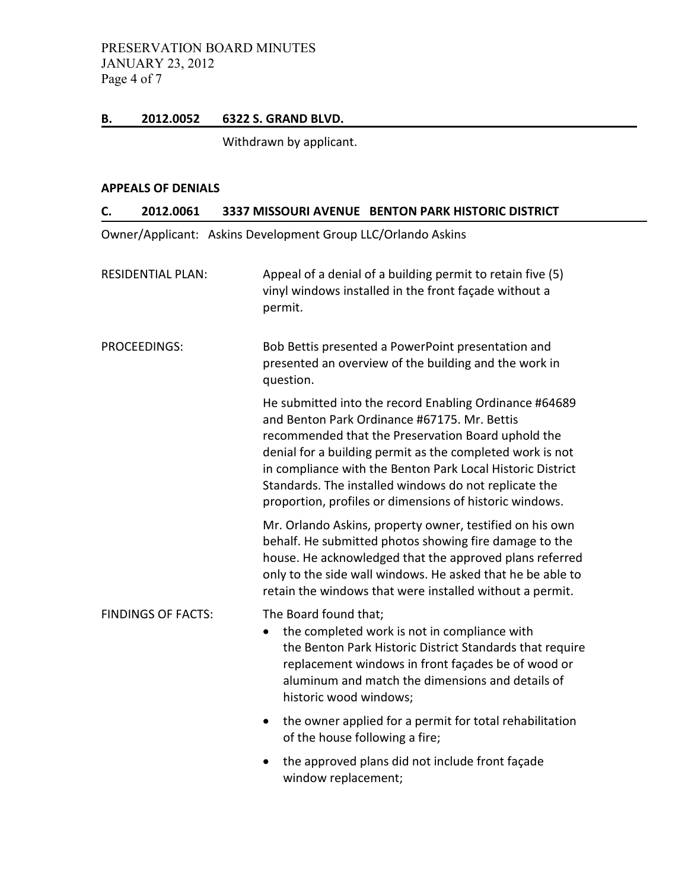**B. 2012.0052 6322 S. GRAND BLVD.**

Withdrawn by applicant.

**APPEALS OF DENIALS**

**C. 2012.0061 3337 MISSOURI AVENUE BENTON PARK HISTORIC DISTRICT**

Owner/Applicant: Askins Development Group LLC/Orlando Askins

RESIDENTIAL PLAN: Appeal of a denial of a building permit to retain five (5) vinyl windows installed in the front façade without a permit.

PROCEEDINGS: Bob Bettis presented a PowerPoint presentation and presented an overview of the building and the work in question.

He submitted into the record Enabling Ordinance #64689 and Benton Park Ordinance #67175. Mr. Bettis recommended that the Preservation Board uphold the denial for a building permit as the completed work is not in compliance with the Benton Park Local Historic District Standards. The installed windows do not replicate the proportion, profiles or dimensions of historic windows.

Mr. Orlando Askins, property owner, testified on his own behalf. He submitted photos showing fire damage to the house. He acknowledged that the approved plans referred only to the side wall windows. He asked that he be able to retain the windows that were installed without a permit.

FINDINGS OF FACTS: The Board found that;

- the completed work is not in compliance with the Benton Park Historic District Standards that require replacement windows in front façades be of wood or aluminum and match the dimensions and details of historic wood windows;
- the owner applied for a permit for total rehabilitation of the house following a fire;
- the approved plans did not include front façade window replacement;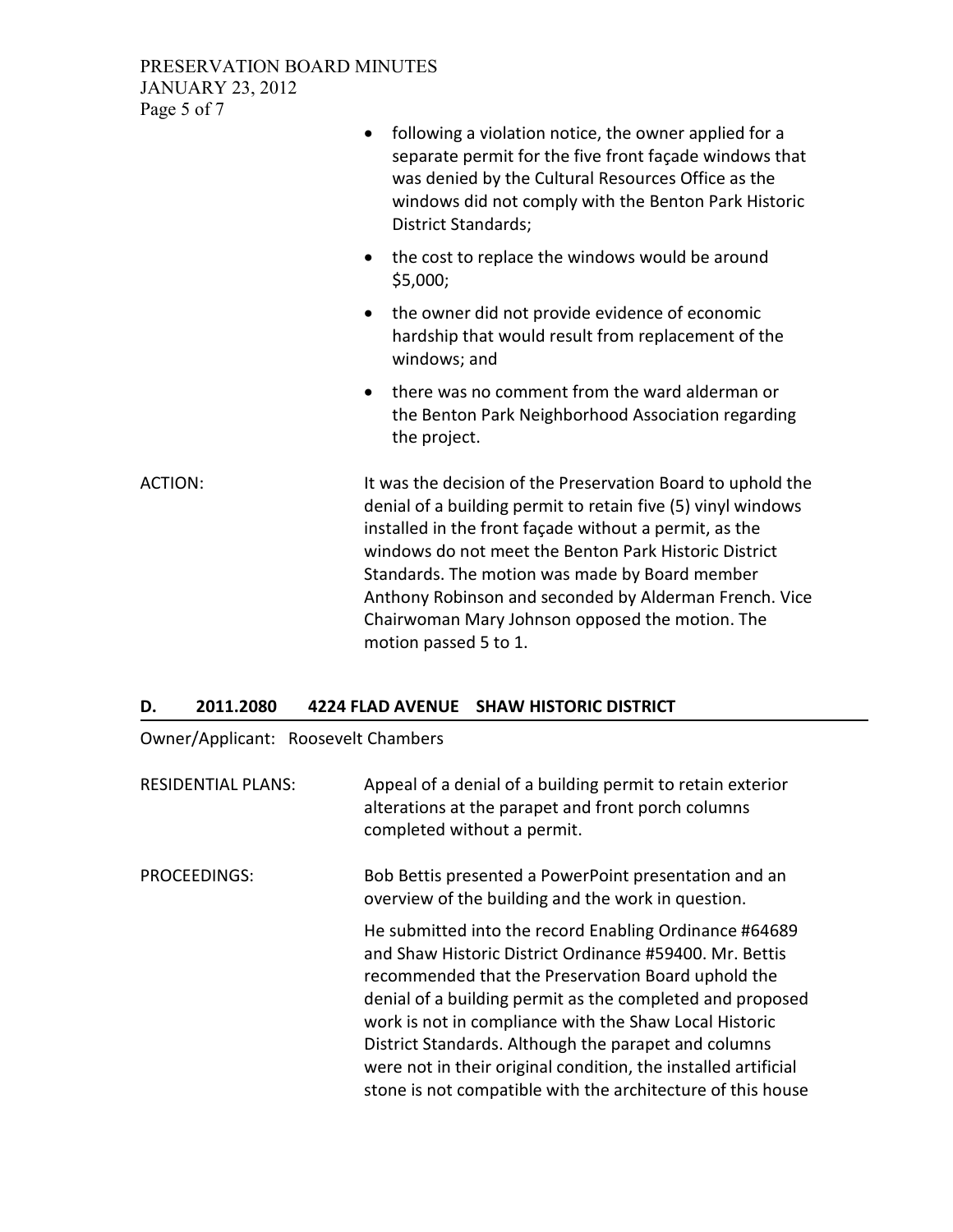- following a violation notice, the owner applied for a separate permit for the five front façade windows that was denied by the Cultural Resources Office as the windows did not comply with the Benton Park Historic District Standards;
- the cost to replace the windows would be around $5,000;
- the owner did not provide evidence of economic hardship that would result from replacement of the windows; and
- there was no comment from the ward alderman or the Benton Park Neighborhood Association regarding the project.

ACTION: It was the decision of the Preservation Board to uphold the denial of a building permit to retain five (5) vinyl windows installed in the front façade without a permit, as the windows do not meet the Benton Park Historic District Standards. The motion was made by Board member Anthony Robinson and seconded by Alderman French. Vice Chairwoman Mary Johnson opposed the motion. The motion passed 5 to 1.

## D. 2011.2080 4224 FLAD AVENUE SHAW HISTORIC DISTRICT

Owner/Applicant: Roosevelt Chambers

RESIDENTIAL PLANS: Appeal of a denial of a building permit to retain exterior alterations at the parapet and front porch columns completed without a permit.

PROCEEDINGS: Bob Bettis presented a PowerPoint presentation and an overview of the building and the work in question.

He submitted into the record Enabling Ordinance #64689 and Shaw Historic District Ordinance #59400. Mr. Bettis recommended that the Preservation Board uphold the denial of a building permit as the completed and proposed work is not in compliance with the Shaw Local Historic District Standards. Although the parapet and columns were not in their original condition, the installed artificial stone is not compatible with the architecture of this house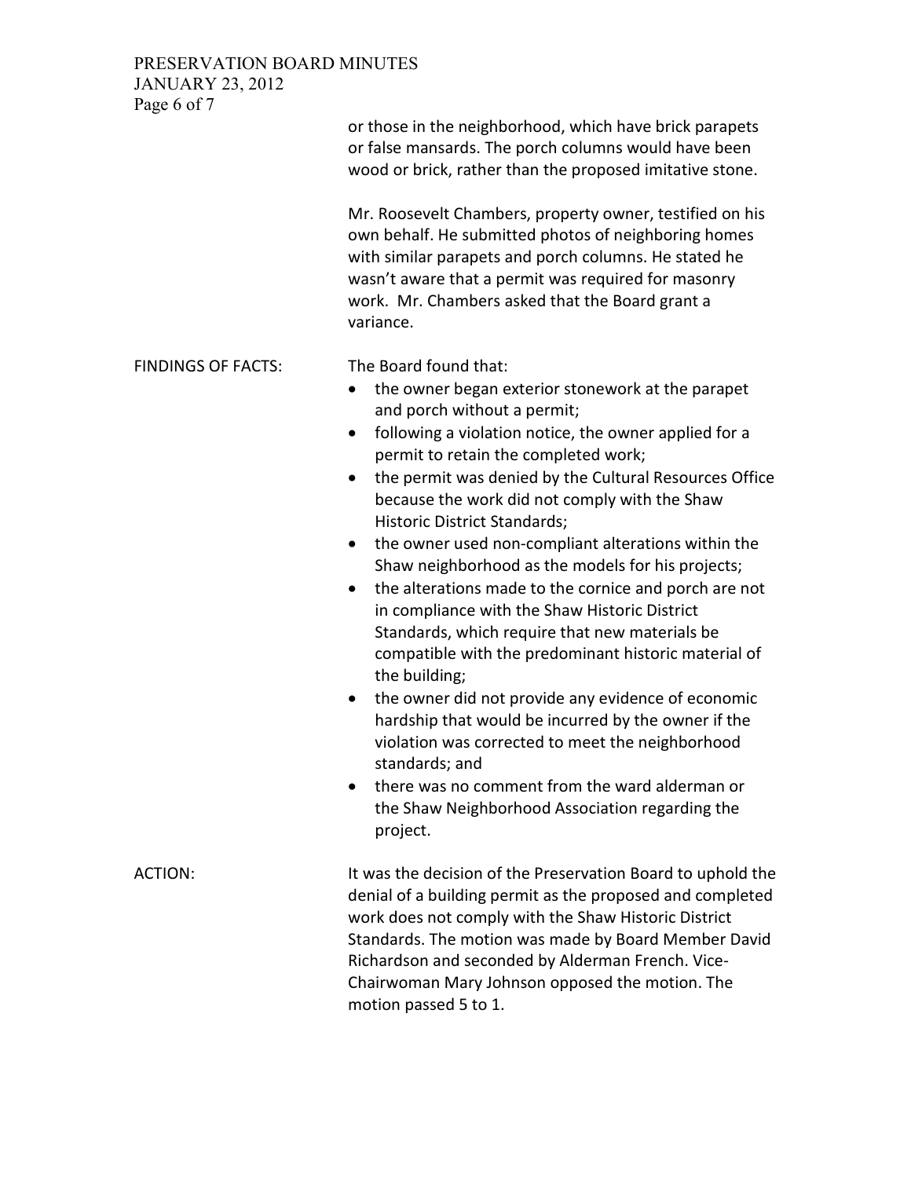or those in the neighborhood, which have brick parapets or false mansards. The porch columns would have been wood or brick, rather than the proposed imitative stone.

Mr. Roosevelt Chambers, property owner, testified on his own behalf. He submitted photos of neighboring homes with similar parapets and porch columns. He stated he wasn't aware that a permit was required for masonry work. Mr. Chambers asked that the Board grant a variance.

FINDINGS OF FACTS: The Board found that:

- the owner began exterior stonework at the parapet and porch without a permit;
- following a violation notice, the owner applied for a permit to retain the completed work;
- the permit was denied by the Cultural Resources Office because the work did not comply with the Shaw Historic District Standards;
- the owner used non-compliant alterations within the Shaw neighborhood as the models for his projects;
- the alterations made to the cornice and porch are not in compliance with the Shaw Historic District Standards, which require that new materials be compatible with the predominant historic material of the building;
- the owner did not provide any evidence of economic hardship that would be incurred by the owner if the violation was corrected to meet the neighborhood standards; and
- there was no comment from the ward alderman or the Shaw Neighborhood Association regarding the project.

ACTION: It was the decision of the Preservation Board to uphold the denial of a building permit as the proposed and completed work does not comply with the Shaw Historic District Standards. The motion was made by Board Member David Richardson and seconded by Alderman French. Vice-Chairwoman Mary Johnson opposed the motion. The motion passed 5 to 1.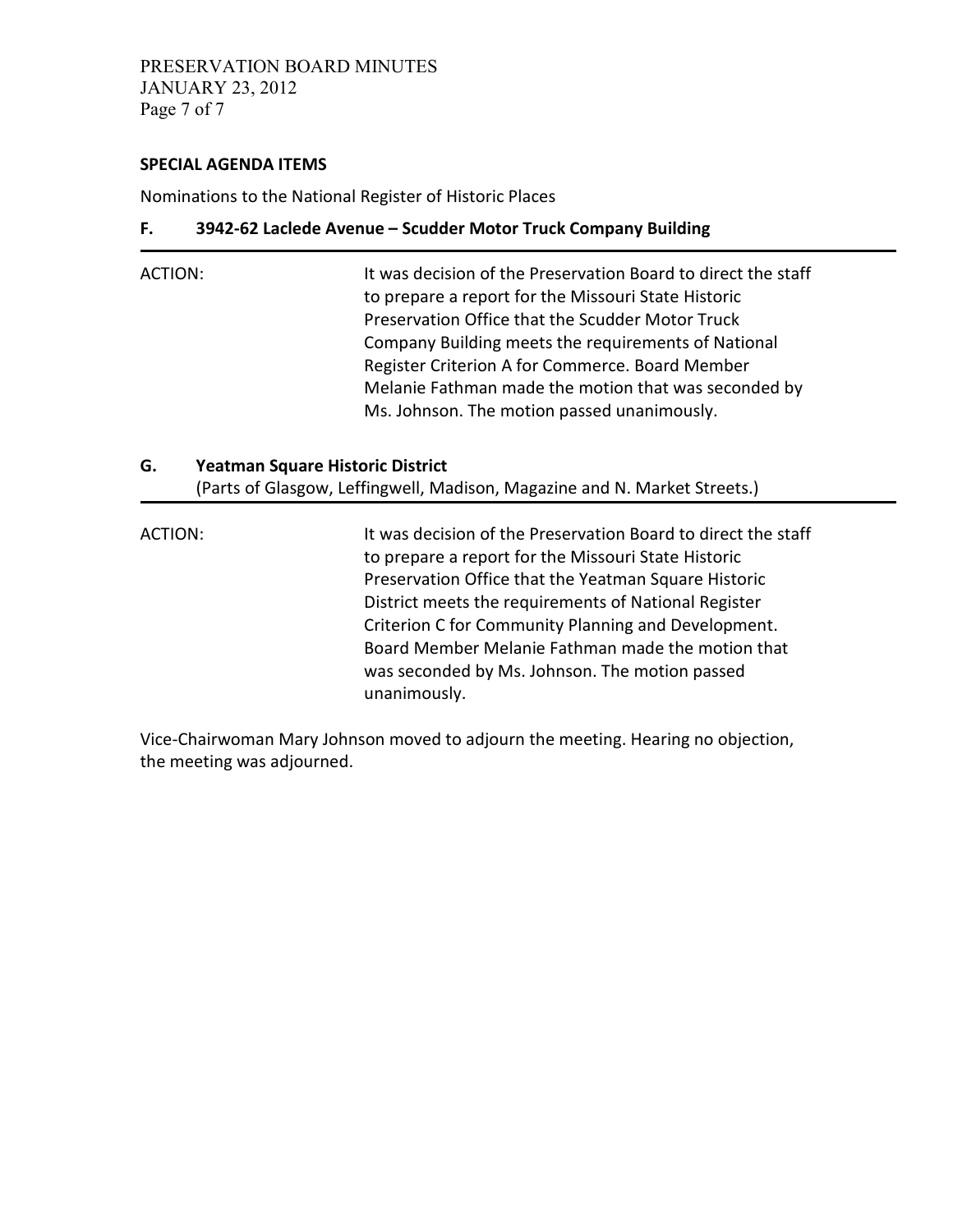**SPECIAL AGENDA ITEMS**

Nominations to the National Register of Historic Places

### F. 3942-62 Laclede Avenue – Scudder Motor Truck Company Building

ACTION: It was decision of the Preservation Board to direct the staff to prepare a report for the Missouri State Historic Preservation Office that the Scudder Motor Truck Company Building meets the requirements of National Register Criterion A for Commerce. Board Member Melanie Fathman made the motion that was seconded by Ms. Johnson. The motion passed unanimously.

### G. Yeatman Square Historic District

(Parts of Glasgow, Leffingwell, Madison, Magazine and N. Market Streets.)

ACTION: It was decision of the Preservation Board to direct the staff to prepare a report for the Missouri State Historic Preservation Office that the Yeatman Square Historic District meets the requirements of National Register Criterion C for Community Planning and Development. Board Member Melanie Fathman made the motion that was seconded by Ms. Johnson. The motion passed unanimously.

Vice-Chairwoman Mary Johnson moved to adjourn the meeting. Hearing no objection, the meeting was adjourned.